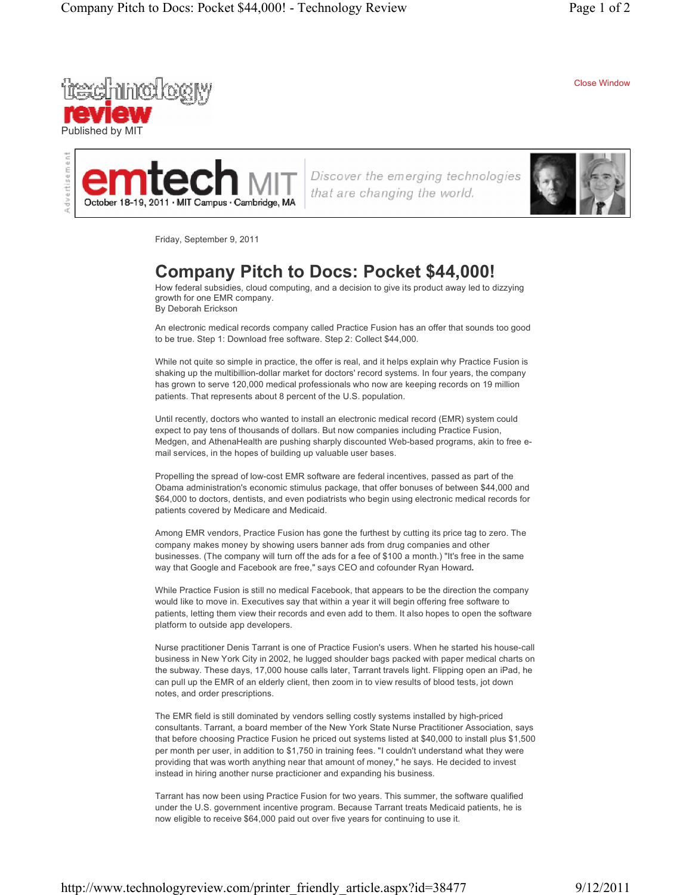technology review

Published by MIT

Close Window

Friday, September 9, 2011

# Company Pitch to Docs: Pocket $44,000!

How federal subsidies, cloud computing, and a decision to give its product away led to dizzying growth for one EMR company.

By Deborah Erickson

An electronic medical records company called Practice Fusion has an offer that sounds too good to be true. Step 1: Download free software. Step 2: Collect $44,000.

While not quite so simple in practice, the offer is real, and it helps explain why Practice Fusion is shaking up the multibillion-dollar market for doctors' record systems. In four years, the company has grown to serve 120,000 medical professionals who now are keeping records on 19 million patients. That represents about 8 percent of the U.S. population.

Until recently, doctors who wanted to install an electronic medical record (EMR) system could expect to pay tens of thousands of dollars. But now companies including Practice Fusion, Medgen, and AthenaHealth are pushing sharply discounted Web-based programs, akin to free e-mail services, in the hopes of building up valuable user bases.

Propelling the spread of low-cost EMR software are federal incentives, passed as part of the Obama administration's economic stimulus package, that offer bonuses of between $44,000 and $64,000 to doctors, dentists, and even podiatrists who begin using electronic medical records for patients covered by Medicare and Medicaid.

Among EMR vendors, Practice Fusion has gone the furthest by cutting its price tag to zero. The company makes money by showing users banner ads from drug companies and other businesses. (The company will turn off the ads for a fee of $100 a month.) "It's free in the same way that Google and Facebook are free," says CEO and cofounder Ryan Howard.

While Practice Fusion is still no medical Facebook, that appears to be the direction the company would like to move in. Executives say that within a year it will begin offering free software to patients, letting them view their records and even add to them. It also hopes to open the software platform to outside app developers.

Nurse practitioner Denis Tarrant is one of Practice Fusion's users. When he started his house-call business in New York City in 2002, he lugged shoulder bags packed with paper medical charts on the subway. These days, 17,000 house calls later, Tarrant travels light. Flipping open an iPad, he can pull up the EMR of an elderly client, then zoom in to view results of blood tests, jot down notes, and order prescriptions.

The EMR field is still dominated by vendors selling costly systems installed by high-priced consultants. Tarrant, a board member of the New York State Nurse Practitioner Association, says that before choosing Practice Fusion he priced out systems listed at $40,000 to install plus $1,500 per month per user, in addition to $1,750 in training fees. "I couldn't understand what they were providing that was worth anything near that amount of money," he says. He decided to invest instead in hiring another nurse practicioner and expanding his business.

Tarrant has now been using Practice Fusion for two years. This summer, the software qualified under the U.S. government incentive program. Because Tarrant treats Medicaid patients, he is now eligible to receive $64,000 paid out over five years for continuing to use it.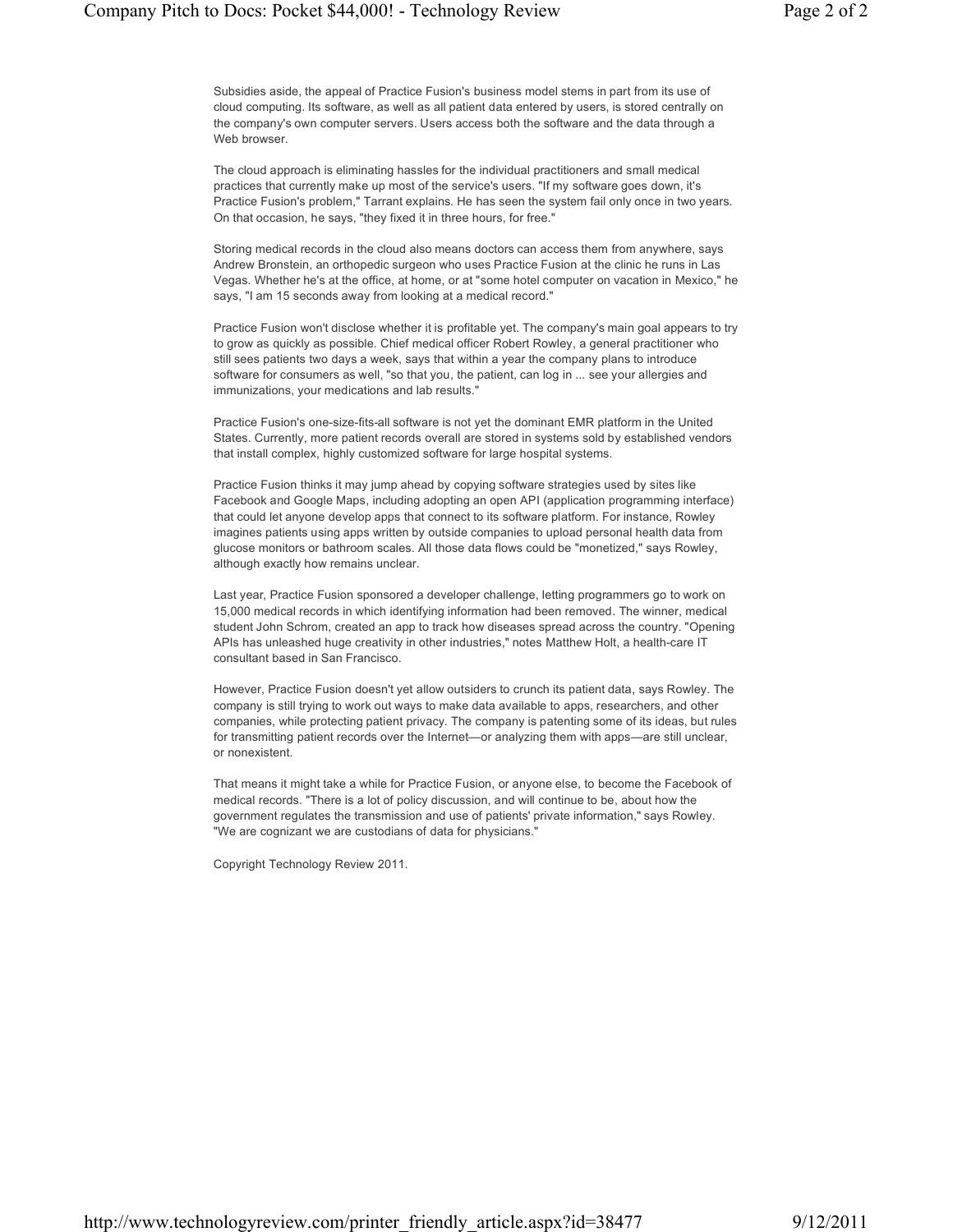Subsidies aside, the appeal of Practice Fusion's business model stems in part from its use of cloud computing. Its software, as well as all patient data entered by users, is stored centrally on the company's own computer servers. Users access both the software and the data through a Web browser.

The cloud approach is eliminating hassles for the individual practitioners and small medical practices that currently make up most of the service's users. "If my software goes down, it's Practice Fusion's problem," Tarrant explains. He has seen the system fail only once in two years. On that occasion, he says, "they fixed it in three hours, for free."

Storing medical records in the cloud also means doctors can access them from anywhere, says Andrew Bronstein, an orthopedic surgeon who uses Practice Fusion at the clinic he runs in Las Vegas. Whether he's at the office, at home, or at "some hotel computer on vacation in Mexico," he says, "I am 15 seconds away from looking at a medical record."

Practice Fusion won't disclose whether it is profitable yet. The company's main goal appears to try to grow as quickly as possible. Chief medical officer Robert Rowley, a general practitioner who still sees patients two days a week, says that within a year the company plans to introduce software for consumers as well, "so that you, the patient, can log in ... see your allergies and immunizations, your medications and lab results."

Practice Fusion's one-size-fits-all software is not yet the dominant EMR platform in the United States. Currently, more patient records overall are stored in systems sold by established vendors that install complex, highly customized software for large hospital systems.

Practice Fusion thinks it may jump ahead by copying software strategies used by sites like Facebook and Google Maps, including adopting an open API (application programming interface) that could let anyone develop apps that connect to its software platform. For instance, Rowley imagines patients using apps written by outside companies to upload personal health data from glucose monitors or bathroom scales. All those data flows could be "monetized," says Rowley, although exactly how remains unclear.

Last year, Practice Fusion sponsored a developer challenge, letting programmers go to work on 15,000 medical records in which identifying information had been removed. The winner, medical student John Schrom, created an app to track how diseases spread across the country. "Opening APIs has unleashed huge creativity in other industries," notes Matthew Holt, a health-care IT consultant based in San Francisco.

However, Practice Fusion doesn't yet allow outsiders to crunch its patient data, says Rowley. The company is still trying to work out ways to make data available to apps, researchers, and other companies, while protecting patient privacy. The company is patenting some of its ideas, but rules for transmitting patient records over the Internet—or analyzing them with apps—are still unclear, or nonexistent.

That means it might take a while for Practice Fusion, or anyone else, to become the Facebook of medical records. "There is a lot of policy discussion, and will continue to be, about how the government regulates the transmission and use of patients' private information," says Rowley. "We are cognizant we are custodians of data for physicians."

Copyright Technology Review 2011.